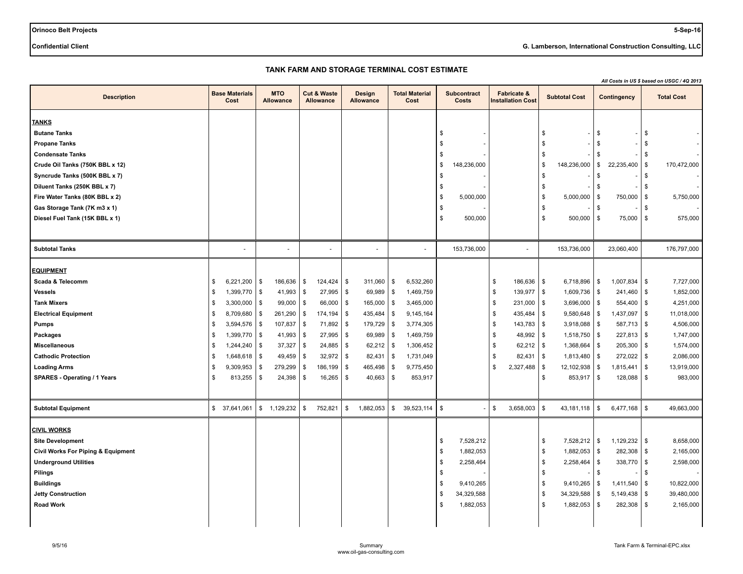**Orinoco Belt Projects** — **5-Sep-16**

**Confidential Client** — **G. Lamberson, International Construction Consulting, LLC**

## TANK FARM AND STORAGE TERMINAL COST ESTIMATE

*All Costs in US $ based on USGC / 4Q 2013*

| Description | Base Materials Cost | MTO Allowance | Cut & Waste Allowance | Design Allowance | Total Material Cost | Subcontract Costs | Fabricate & Installation Cost | Subtotal Cost | Contingency | Total Cost |
|---|---|---|---|---|---|---|---|---|---|---|
| **TANKS** | | | | | | | | | | |
| **Butane Tanks** | | | | | | $ - | | $ - | $ - | $ - |
| **Propane Tanks** | | | | | | $ - | | $ - | $ - | $ - |
| **Condensate Tanks** | | | | | | $ - | | $ - | $ - | $ - |
| **Crude Oil Tanks (750K BBL x 12)** | | | | | | $ 148,236,000 | | $ 148,236,000 | $ 22,235,400 | $ 170,472,000 |
| **Syncrude Tanks (500K BBL x 7)** | | | | | | $ - | | $ - | $ - | $ - |
| **Diluent Tanks (250K BBL x 7)** | | | | | | $ - | | $ - | $ - | $ - |
| **Fire Water Tanks (80K BBL x 2)** | | | | | | $ 5,000,000 | | $ 5,000,000 | $ 750,000 | $ 5,750,000 |
| **Gas Storage Tank (7K m3 x 1)** | | | | | | $ - | | $ - | $ - | $ - |
| **Diesel Fuel Tank (15K BBL x 1)** | | | | | | $ 500,000 | | $ 500,000 | $ 75,000 | $ 575,000 |
| **Subtotal Tanks** | - | - | - | - | - | 153,736,000 | - | 153,736,000 | 23,060,400 | 176,797,000 |
| **EQUIPMENT** | | | | | | | | | | |
| **Scada & Telecomm** | $ 6,221,200 | $ 186,636 | $ 124,424 | $ 311,060 | $ 6,532,260 | | $ 186,636 | $ 6,718,896 | $ 1,007,834 | $ 7,727,000 |
| **Vessels** | $ 1,399,770 | $ 41,993 | $ 27,995 | $ 69,989 | $ 1,469,759 | | $ 139,977 | $ 1,609,736 | $ 241,460 | $ 1,852,000 |
| **Tank Mixers** | $ 3,300,000 | $ 99,000 | $ 66,000 | $ 165,000 | $ 3,465,000 | | $ 231,000 | $ 3,696,000 | $ 554,400 | $ 4,251,000 |
| **Electrical Equipment** | $ 8,709,680 | $ 261,290 | $ 174,194 | $ 435,484 | $ 9,145,164 | | $ 435,484 | $ 9,580,648 | $ 1,437,097 | $ 11,018,000 |
| **Pumps** | $ 3,594,576 | $ 107,837 | $ 71,892 | $ 179,729 | $ 3,774,305 | | $ 143,783 | $ 3,918,088 | $ 587,713 | $ 4,506,000 |
| **Packages** | $ 1,399,770 | $ 41,993 | $ 27,995 | $ 69,989 | $ 1,469,759 | | $ 48,992 | $ 1,518,750 | $ 227,813 | $ 1,747,000 |
| **Miscellaneous** | $ 1,244,240 | $ 37,327 | $ 24,885 | $ 62,212 | $ 1,306,452 | | $ 62,212 | $ 1,368,664 | $ 205,300 | $ 1,574,000 |
| **Cathodic Protection** | $ 1,648,618 | $ 49,459 | $ 32,972 | $ 82,431 | $ 1,731,049 | | $ 82,431 | $ 1,813,480 | $ 272,022 | $ 2,086,000 |
| **Loading Arms** | $ 9,309,953 | $ 279,299 | $ 186,199 | $ 465,498 | $ 9,775,450 | | $ 2,327,488 | $ 12,102,938 | $ 1,815,441 | $ 13,919,000 |
| **SPARES - Operating / 1 Years** | $ 813,255 | $ 24,398 | $ 16,265 | $ 40,663 | $ 853,917 | | | $ 853,917 | $ 128,088 | $ 983,000 |
| **Subtotal Equipment** | $ 37,641,061 | $ 1,129,232 | $ 752,821 | $ 1,882,053 | $ 39,523,114 | $ - | $ 3,658,003 | $ 43,181,118 | $ 6,477,168 | $ 49,663,000 |
| **CIVIL WORKS** | | | | | | | | | | |
| **Site Development** | | | | | | $ 7,528,212 | | $ 7,528,212 | $ 1,129,232 | $ 8,658,000 |
| **Civil Works For Piping & Equipment** | | | | | | $ 1,882,053 | | $ 1,882,053 | $ 282,308 | $ 2,165,000 |
| **Underground Utilities** | | | | | | $ 2,258,464 | | $ 2,258,464 | $ 338,770 | $ 2,598,000 |
| **Pilings** | | | | | | $ - | | $ - | $ - | $ - |
| **Buildings** | | | | | | $ 9,410,265 | | $ 9,410,265 | $ 1,411,540 | $ 10,822,000 |
| **Jetty Construction** | | | | | | $ 34,329,588 | | $ 34,329,588 | $ 5,149,438 | $ 39,480,000 |
| **Road Work** | | | | | | $ 1,882,053 | | $ 1,882,053 | $ 282,308 | $ 2,165,000 |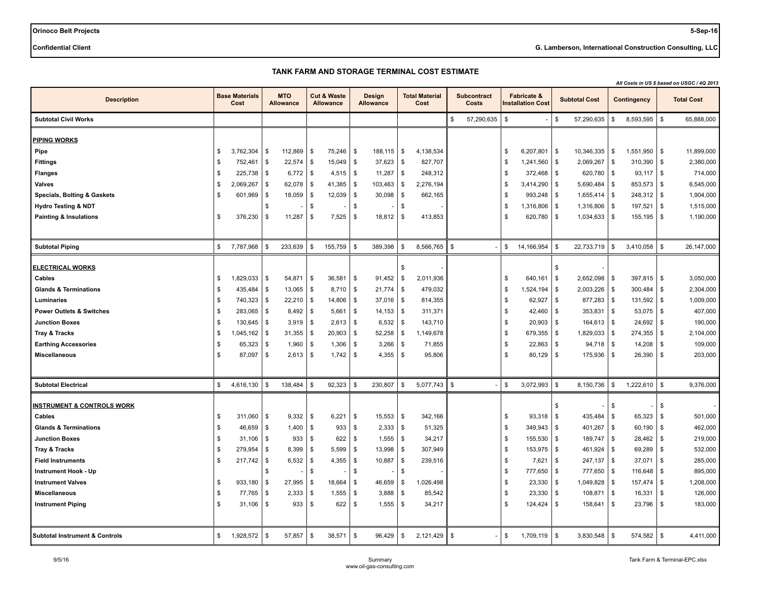**Orinoco Belt Projects** — **5-Sep-16**

**Confidential Client** — **G. Lamberson, International Construction Consulting, LLC**

## TANK FARM AND STORAGE TERMINAL COST ESTIMATE

*All Costs in US $ based on USGC / 4Q 2013*

| Description | Base Materials Cost | MTO Allowance | Cut & Waste Allowance | Design Allowance | Total Material Cost | Subcontract Costs | Fabricate & Installation Cost | Subtotal Cost | Contingency | Total Cost |
|---|---|---|---|---|---|---|---|---|---|---|
| **Subtotal Civil Works** | | | | | | $ 57,290,635 | $ - | $ 57,290,635 | $ 8,593,595 | $ 65,888,000 |
| **PIPING WORKS** | | | | | | | | | | |
| **Pipe** | $ 3,762,304 | $ 112,869 | $ 75,246 | $ 188,115 | $ 4,138,534 | | $ 6,207,801 | $ 10,346,335 | $ 1,551,950 | $ 11,899,000 |
| **Fittings** | $ 752,461 | $ 22,574 | $ 15,049 | $ 37,623 | $ 827,707 | | $ 1,241,560 | $ 2,069,267 | $ 310,390 | $ 2,380,000 |
| **Flanges** | $ 225,738 | $ 6,772 | $ 4,515 | $ 11,287 | $ 248,312 | | $ 372,468 | $ 620,780 | $ 93,117 | $ 714,000 |
| **Valves** | $ 2,069,267 | $ 62,078 | $ 41,385 | $ 103,463 | $ 2,276,194 | | $ 3,414,290 | $ 5,690,484 | $ 853,573 | $ 6,545,000 |
| **Specials, Bolting & Gaskets** | $ 601,969 | $ 18,059 | $ 12,039 | $ 30,098 | $ 662,165 | | $ 993,248 | $ 1,655,414 | $ 248,312 | $ 1,904,000 |
| **Hydro Testing & NDT** | | $ - | $ - | $ - | $ - | | $ 1,316,806 | $ 1,316,806 | $ 197,521 | $ 1,515,000 |
| **Painting & Insulations** | $ 376,230 | $ 11,287 | $ 7,525 | $ 18,812 | $ 413,853 | | $ 620,780 | $ 1,034,633 | $ 155,195 | $ 1,190,000 |
| **Subtotal Piping** | $ 7,787,968 | $ 233,639 | $ 155,759 | $ 389,398 | $ 8,566,765 | $ - | $ 14,166,954 | $ 22,733,719 | $ 3,410,058 | $ 26,147,000 |
| **ELECTRICAL WORKS** | | | | | $ - | | | $ - | | |
| **Cables** | $ 1,829,033 | $ 54,871 | $ 36,581 | $ 91,452 | $ 2,011,936 | | $ 640,161 | $ 2,652,098 | $ 397,815 | $ 3,050,000 |
| **Glands & Terminations** | $ 435,484 | $ 13,065 | $ 8,710 | $ 21,774 | $ 479,032 | | $ 1,524,194 | $ 2,003,226 | $ 300,484 | $ 2,304,000 |
| **Luminaries** | $ 740,323 | $ 22,210 | $ 14,806 | $ 37,016 | $ 814,355 | | $ 62,927 | $ 877,283 | $ 131,592 | $ 1,009,000 |
| **Power Outlets & Switches** | $ 283,065 | $ 8,492 | $ 5,661 | $ 14,153 | $ 311,371 | | $ 42,460 | $ 353,831 | $ 53,075 | $ 407,000 |
| **Junction Boxes** | $ 130,645 | $ 3,919 | $ 2,613 | $ 6,532 | $ 143,710 | | $ 20,903 | $ 164,613 | $ 24,692 | $ 190,000 |
| **Tray & Tracks** | $ 1,045,162 | $ 31,355 | $ 20,903 | $ 52,258 | $ 1,149,678 | | $ 679,355 | $ 1,829,033 | $ 274,355 | $ 2,104,000 |
| **Earthing Accessories** | $ 65,323 | $ 1,960 | $ 1,306 | $ 3,266 | $ 71,855 | | $ 22,863 | $ 94,718 | $ 14,208 | $ 109,000 |
| **Miscellaneous** | $ 87,097 | $ 2,613 | $ 1,742 | $ 4,355 | $ 95,806 | | $ 80,129 | $ 175,936 | $ 26,390 | $ 203,000 |
| **Subtotal Electrical** | $ 4,616,130 | $ 138,484 | $ 92,323 | $ 230,807 | $ 5,077,743 | $ - | $ 3,072,993 | $ 8,150,736 | $ 1,222,610 | $ 9,376,000 |
| **INSTRUMENT & CONTROLS WORK** | | | | | | | | $ - | $ - | $ - |
| **Cables** | $ 311,060 | $ 9,332 | $ 6,221 | $ 15,553 | $ 342,166 | | $ 93,318 | $ 435,484 | $ 65,323 | $ 501,000 |
| **Glands & Terminations** | $ 46,659 | $ 1,400 | $ 933 | $ 2,333 | $ 51,325 | | $ 349,943 | $ 401,267 | $ 60,190 | $ 462,000 |
| **Junction Boxes** | $ 31,106 | $ 933 | $ 622 | $ 1,555 | $ 34,217 | | $ 155,530 | $ 189,747 | $ 28,462 | $ 219,000 |
| **Tray & Tracks** | $ 279,954 | $ 8,399 | $ 5,599 | $ 13,998 | $ 307,949 | | $ 153,975 | $ 461,924 | $ 69,289 | $ 532,000 |
| **Field Instruments** | $ 217,742 | $ 6,532 | $ 4,355 | $ 10,887 | $ 239,516 | | $ 7,621 | $ 247,137 | $ 37,071 | $ 285,000 |
| **Instrument Hook - Up** | | $ - | $ - | $ - | $ - | | $ 777,650 | $ 777,650 | $ 116,648 | $ 895,000 |
| **Instrument Valves** | $ 933,180 | $ 27,995 | $ 18,664 | $ 46,659 | $ 1,026,498 | | $ 23,330 | $ 1,049,828 | $ 157,474 | $ 1,208,000 |
| **Miscellaneous** | $ 77,765 | $ 2,333 | $ 1,555 | $ 3,888 | $ 85,542 | | $ 23,330 | $ 108,871 | $ 16,331 | $ 126,000 |
| **Instrument Piping** | $ 31,106 | $ 933 | $ 622 | $ 1,555 | $ 34,217 | | $ 124,424 | $ 158,641 | $ 23,796 | $ 183,000 |
| **Subtotal Instrument & Controls** | $ 1,928,572 | $ 57,857 | $ 38,571 | $ 96,429 | $ 2,121,429 | $ - | $ 1,709,119 | $ 3,830,548 | $ 574,582 | $ 4,411,000 |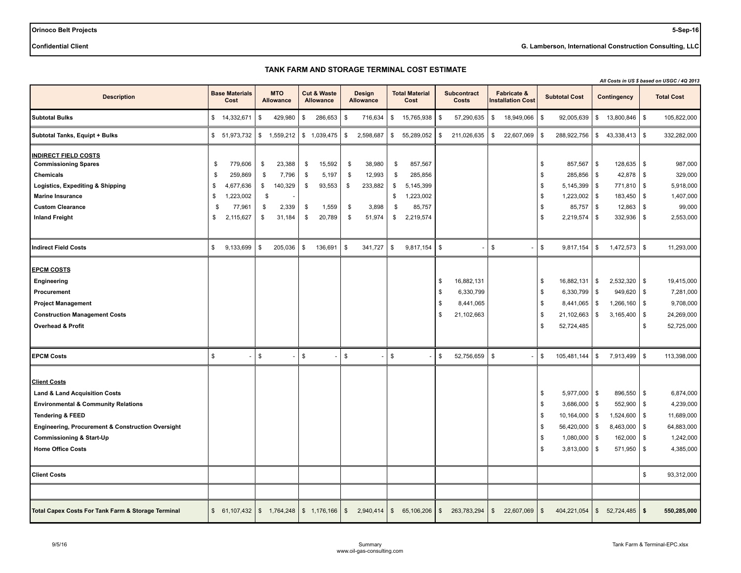**Orinoco Belt Projects** — **5-Sep-16**

**Confidential Client** — **G. Lamberson, International Construction Consulting, LLC**

## TANK FARM AND STORAGE TERMINAL COST ESTIMATE

*All Costs in US $ based on USGC / 4Q 2013*

| Description | Base Materials Cost | MTO Allowance | Cut & Waste Allowance | Design Allowance | Total Material Cost | Subcontract Costs | Fabricate & Installation Cost | Subtotal Cost | Contingency | Total Cost |
|---|---|---|---|---|---|---|---|---|---|---|
| **Subtotal Bulks** | $ 14,332,671 | $ 429,980 | $ 286,653 | $ 716,634 | $ 15,765,938 | $ 57,290,635 | $ 18,949,066 | $ 92,005,639 | $ 13,800,846 | $ 105,822,000 |
| **Subtotal Tanks, Equipt + Bulks** | $ 51,973,732 | $ 1,559,212 | $ 1,039,475 | $ 2,598,687 | $ 55,289,052 | $ 211,026,635 | $ 22,607,069 | $ 288,922,756 | $ 43,338,413 | $ 332,282,000 |
| **INDIRECT FIELD COSTS** | | | | | | | | | | |
| **Commissioning Spares** | $ 779,606 | $ 23,388 | $ 15,592 | $ 38,980 | $ 857,567 | | | $ 857,567 | $ 128,635 | $ 987,000 |
| **Chemicals** | $ 259,869 | $ 7,796 | $ 5,197 | $ 12,993 | $ 285,856 | | | $ 285,856 | $ 42,878 | $ 329,000 |
| **Logistics, Expediting & Shipping** | $ 4,677,636 | $ 140,329 | $ 93,553 | $ 233,882 | $ 5,145,399 | | | $ 5,145,399 | $ 771,810 | $ 5,918,000 |
| **Marine Insurance** | $ 1,223,002 | $ - | | | $ 1,223,002 | | | $ 1,223,002 | $ 183,450 | $ 1,407,000 |
| **Custom Clearance** | $ 77,961 | $ 2,339 | $ 1,559 | $ 3,898 | $ 85,757 | | | $ 85,757 | $ 12,863 | $ 99,000 |
| **Inland Freight** | $ 2,115,627 | $ 31,184 | $ 20,789 | $ 51,974 | $ 2,219,574 | | | $ 2,219,574 | $ 332,936 | $ 2,553,000 |
| **Indirect Field Costs** | $ 9,133,699 | $ 205,036 | $ 136,691 | $ 341,727 | $ 9,817,154 | $ - | $ - | $ 9,817,154 | $ 1,472,573 | $ 11,293,000 |
| **EPCM COSTS** | | | | | | | | | | |
| **Engineering** | | | | | | $ 16,882,131 | | $ 16,882,131 | $ 2,532,320 | $ 19,415,000 |
| **Procurement** | | | | | | $ 6,330,799 | | $ 6,330,799 | $ 949,620 | $ 7,281,000 |
| **Project Management** | | | | | | $ 8,441,065 | | $ 8,441,065 | $ 1,266,160 | $ 9,708,000 |
| **Construction Management Costs** | | | | | | $ 21,102,663 | | $ 21,102,663 | $ 3,165,400 | $ 24,269,000 |
| **Overhead & Profit** | | | | | | | | $ 52,724,485 | | $ 52,725,000 |
| **EPCM Costs** | $ - | $ - | $ - | $ - | $ - | $ 52,756,659 | $ - | $ 105,481,144 | $ 7,913,499 | $ 113,398,000 |
| **Client Costs** | | | | | | | | | | |
| **Land & Land Acquisition Costs** | | | | | | | | $ 5,977,000 | $ 896,550 | $ 6,874,000 |
| **Environmental & Community Relations** | | | | | | | | $ 3,686,000 | $ 552,900 | $ 4,239,000 |
| **Tendering & FEED** | | | | | | | | $ 10,164,000 | $ 1,524,600 | $ 11,689,000 |
| **Engineering, Procurement & Construction Oversight** | | | | | | | | $ 56,420,000 | $ 8,463,000 | $ 64,883,000 |
| **Commissioning & Start-Up** | | | | | | | | $ 1,080,000 | $ 162,000 | $ 1,242,000 |
| **Home Office Costs** | | | | | | | | $ 3,813,000 | $ 571,950 | $ 4,385,000 |
| **Client Costs** | | | | | | | | | | $ 93,312,000 |
| **Total Capex Costs For Tank Farm & Storage Terminal** | $ 61,107,432 | $ 1,764,248 | $ 1,176,166 | $ 2,940,414 | $ 65,106,206 | $ 263,783,294 | $ 22,607,069 | $ 404,221,054 | $ 52,724,485 | **$ 550,285,000** |

9/5/16 — Summary — www.oil-gas-consulting.com — Tank Farm & Terminal-EPC.xlsx